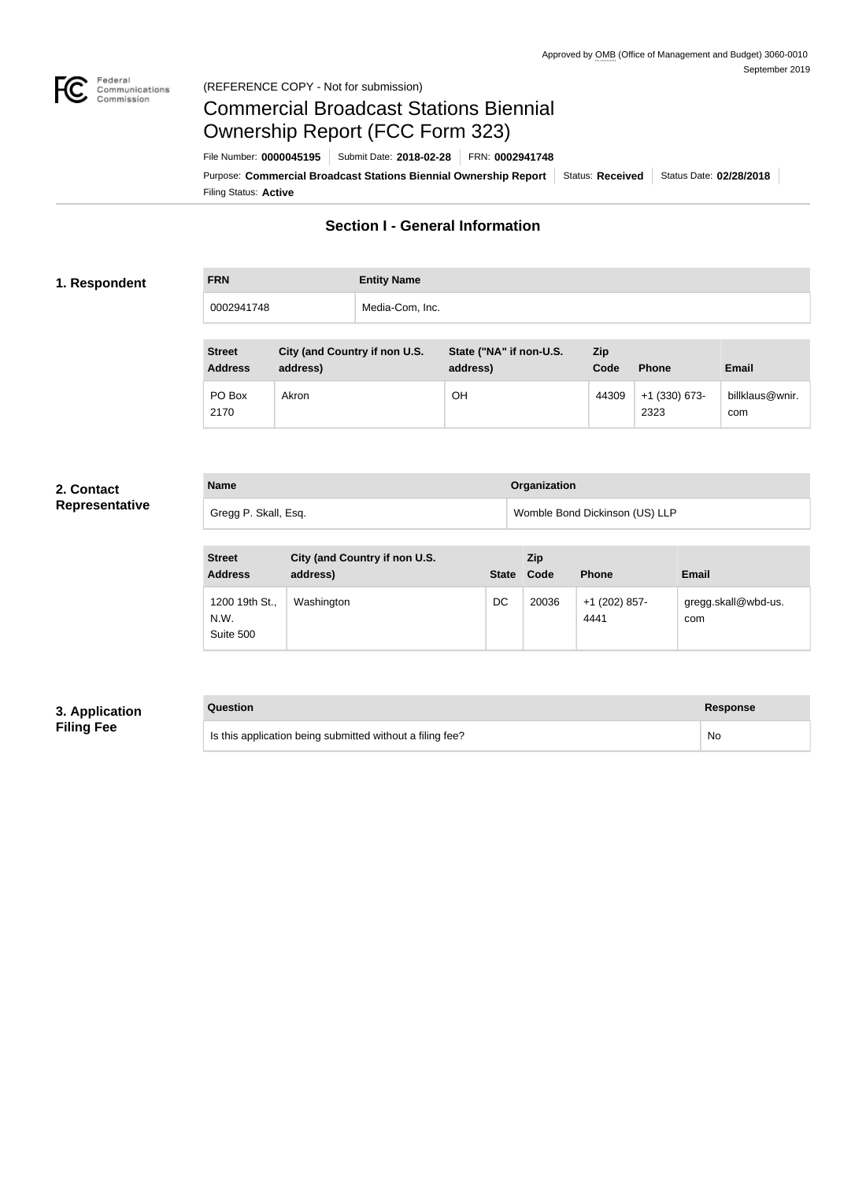Approved by OMB (Office of Management and Budget) 3060-0010
September 2019

(REFERENCE COPY - Not for submission)

# Commercial Broadcast Stations Biennial Ownership Report (FCC Form 323)

File Number: **0000045195** | Submit Date: **2018-02-28** | FRN: **0002941748**

Purpose: **Commercial Broadcast Stations Biennial Ownership Report** | Status: **Received** | Status Date: **02/28/2018**

Filing Status: **Active**

## Section I - General Information

### 1. Respondent

| FRN | Entity Name |
| --- | --- |
| 0002941748 | Media-Com, Inc. |

| Street Address | City (and Country if non U.S. address) | State ("NA" if non-U.S. address) | Zip Code | Phone | Email |
| --- | --- | --- | --- | --- | --- |
| PO Box 2170 | Akron | OH | 44309 | +1 (330) 673-2323 | billklaus@wnir.com |

### 2. Contact Representative

| Name | Organization |
| --- | --- |
| Gregg P. Skall, Esq. | Womble Bond Dickinson (US) LLP |

| Street Address | City (and Country if non U.S. address) | State | Zip Code | Phone | Email |
| --- | --- | --- | --- | --- | --- |
| 1200 19th St., N.W. Suite 500 | Washington | DC | 20036 | +1 (202) 857-4441 | gregg.skall@wbd-us.com |

### 3. Application Filing Fee

| Question | Response |
| --- | --- |
| Is this application being submitted without a filing fee? | No |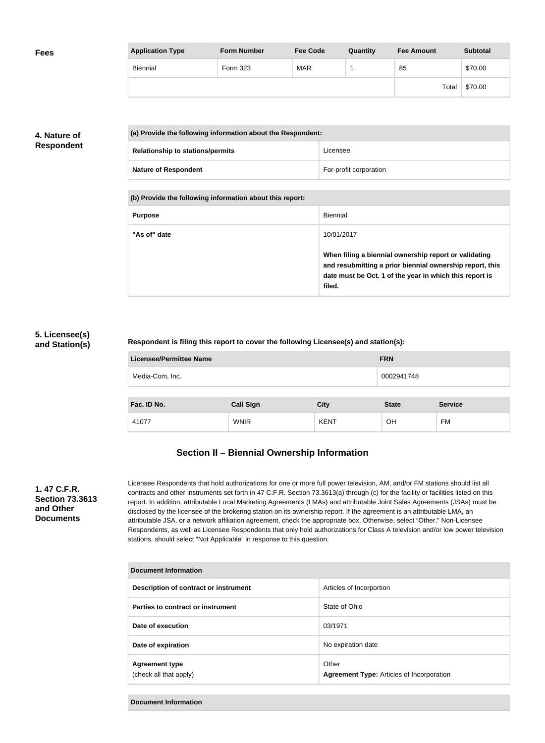## Fees

| Application Type | Form Number | Fee Code | Quantity | Fee Amount | Subtotal |
|---|---|---|---|---|---|
| Biennial | Form 323 | MAR | 1 | 85 | $70.00 |
| | | | | Total | $70.00 |

## 4. Nature of Respondent

| (a) Provide the following information about the Respondent: | |
|---|---|
| Relationship to stations/permits | Licensee |
| Nature of Respondent | For-profit corporation |

| (b) Provide the following information about this report: | |
|---|---|
| Purpose | Biennial |
| "As of" date | 10/01/2017<br><br>**When filing a biennial ownership report or validating and resubmitting a prior biennial ownership report, this date must be Oct. 1 of the year in which this report is filed.** |

## 5. Licensee(s) and Station(s)

**Respondent is filing this report to cover the following Licensee(s) and station(s):**

| Licensee/Permittee Name | FRN |
|---|---|
| Media-Com, Inc. | 0002941748 |

| Fac. ID No. | Call Sign | City | State | Service |
|---|---|---|---|---|
| 41077 | WNIR | KENT | OH | FM |

# Section II – Biennial Ownership Information

## 1. 47 C.F.R. Section 73.3613 and Other Documents

Licensee Respondents that hold authorizations for one or more full power television, AM, and/or FM stations should list all contracts and other instruments set forth in 47 C.F.R. Section 73.3613(a) through (c) for the facility or facilities listed on this report. In addition, attributable Local Marketing Agreements (LMAs) and attributable Joint Sales Agreements (JSAs) must be disclosed by the licensee of the brokering station on its ownership report. If the agreement is an attributable LMA, an attributable JSA, or a network affiliation agreement, check the appropriate box. Otherwise, select "Other." Non-Licensee Respondents, as well as Licensee Respondents that only hold authorizations for Class A television and/or low power television stations, should select "Not Applicable" in response to this question.

| Document Information | |
|---|---|
| Description of contract or instrument | Articles of Incorportion |
| Parties to contract or instrument | State of Ohio |
| Date of execution | 03/1971 |
| Date of expiration | No expiration date |
| Agreement type<br>(check all that apply) | Other<br>**Agreement Type:** Articles of Incorporation |

| Document Information |
|---|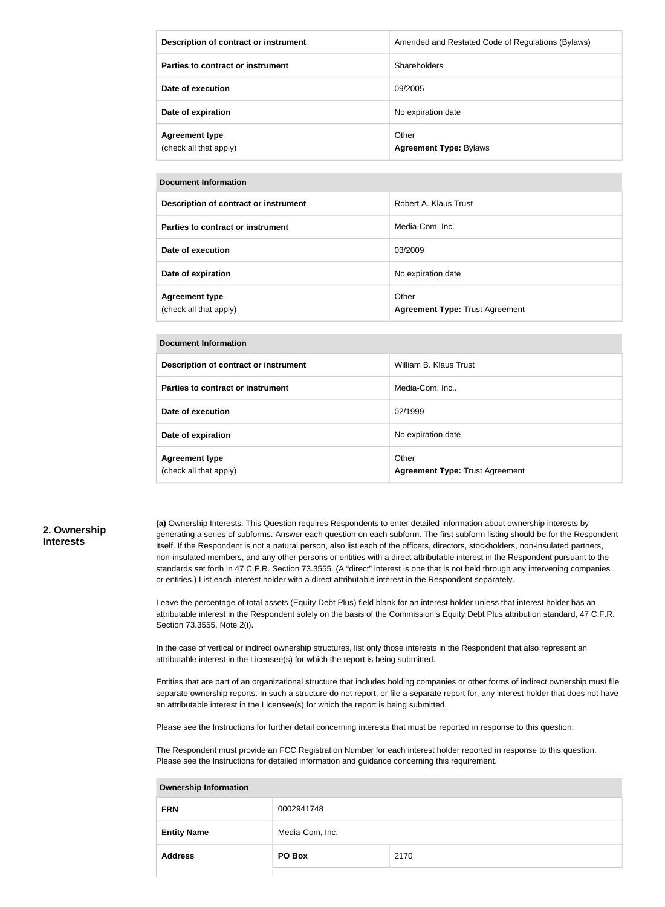| Description of contract or instrument | Amended and Restated Code of Regulations (Bylaws) |
| --- | --- |
| Parties to contract or instrument | Shareholders |
| Date of execution | 09/2005 |
| Date of expiration | No expiration date |
| **Agreement type**<br>(check all that apply) | Other<br>**Agreement Type:** Bylaws |

| Document Information | |
| --- | --- |
| Description of contract or instrument | Robert A. Klaus Trust |
| Parties to contract or instrument | Media-Com, Inc. |
| Date of execution | 03/2009 |
| Date of expiration | No expiration date |
| **Agreement type**<br>(check all that apply) | Other<br>**Agreement Type:** Trust Agreement |

| Document Information | |
| --- | --- |
| Description of contract or instrument | William B. Klaus Trust |
| Parties to contract or instrument | Media-Com, Inc.. |
| Date of execution | 02/1999 |
| Date of expiration | No expiration date |
| **Agreement type**<br>(check all that apply) | Other<br>**Agreement Type:** Trust Agreement |

## 2. Ownership Interests

**(a)** Ownership Interests. This Question requires Respondents to enter detailed information about ownership interests by generating a series of subforms. Answer each question on each subform. The first subform listing should be for the Respondent itself. If the Respondent is not a natural person, also list each of the officers, directors, stockholders, non-insulated partners, non-insulated members, and any other persons or entities with a direct attributable interest in the Respondent pursuant to the standards set forth in 47 C.F.R. Section 73.3555. (A "direct" interest is one that is not held through any intervening companies or entities.) List each interest holder with a direct attributable interest in the Respondent separately.

Leave the percentage of total assets (Equity Debt Plus) field blank for an interest holder unless that interest holder has an attributable interest in the Respondent solely on the basis of the Commission's Equity Debt Plus attribution standard, 47 C.F.R. Section 73.3555, Note 2(i).

In the case of vertical or indirect ownership structures, list only those interests in the Respondent that also represent an attributable interest in the Licensee(s) for which the report is being submitted.

Entities that are part of an organizational structure that includes holding companies or other forms of indirect ownership must file separate ownership reports. In such a structure do not report, or file a separate report for, any interest holder that does not have an attributable interest in the Licensee(s) for which the report is being submitted.

Please see the Instructions for further detail concerning interests that must be reported in response to this question.

The Respondent must provide an FCC Registration Number for each interest holder reported in response to this question. Please see the Instructions for detailed information and guidance concerning this requirement.

| Ownership Information | | |
| --- | --- | --- |
| **FRN** | 0002941748 | |
| **Entity Name** | Media-Com, Inc. | |
| **Address** | **PO Box** | 2170 |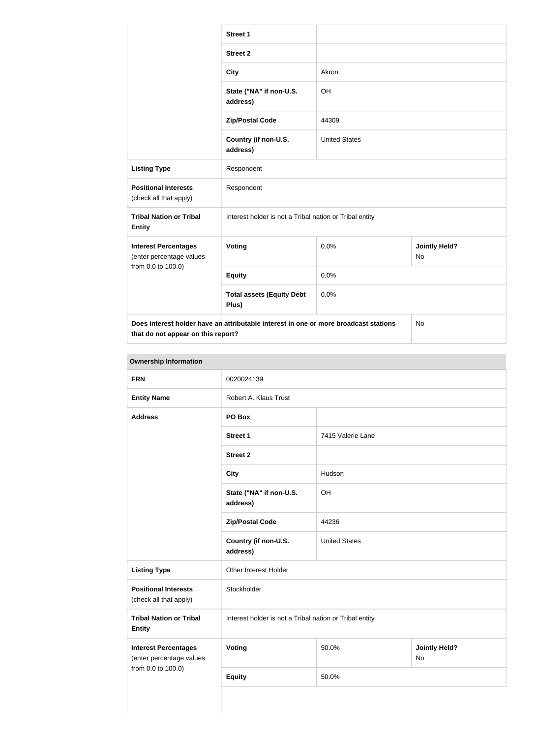| | | | |
|---|---|---|---|
| | **Street 1** | | |
| | **Street 2** | | |
| | **City** | Akron | |
| | **State ("NA" if non-U.S. address)** | OH | |
| | **Zip/Postal Code** | 44309 | |
| | **Country (if non-U.S. address)** | United States | |
| **Listing Type** | Respondent | | |
| **Positional Interests** (check all that apply) | Respondent | | |
| **Tribal Nation or Tribal Entity** | Interest holder is not a Tribal nation or Tribal entity | | |
| **Interest Percentages** (enter percentage values from 0.0 to 100.0) | **Voting** | 0.0% | **Jointly Held?** No |
| | **Equity** | 0.0% | |
| | **Total assets (Equity Debt Plus)** | 0.0% | |
| **Does interest holder have an attributable interest in one or more broadcast stations that do not appear on this report?** | | | No |

| **Ownership Information** | | | |
|---|---|---|---|
| **FRN** | 0020024139 | | |
| **Entity Name** | Robert A. Klaus Trust | | |
| **Address** | **PO Box** | | |
| | **Street 1** | 7415 Valerie Lane | |
| | **Street 2** | | |
| | **City** | Hudson | |
| | **State ("NA" if non-U.S. address)** | OH | |
| | **Zip/Postal Code** | 44236 | |
| | **Country (if non-U.S. address)** | United States | |
| **Listing Type** | Other Interest Holder | | |
| **Positional Interests** (check all that apply) | Stockholder | | |
| **Tribal Nation or Tribal Entity** | Interest holder is not a Tribal nation or Tribal entity | | |
| **Interest Percentages** (enter percentage values from 0.0 to 100.0) | **Voting** | 50.0% | **Jointly Held?** No |
| | **Equity** | 50.0% | |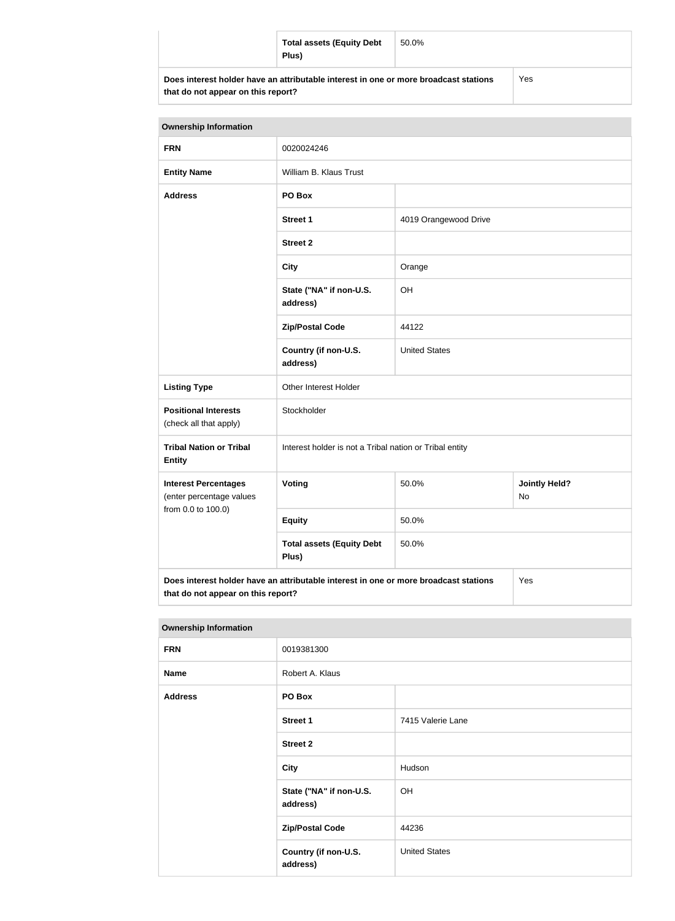| | | |
|---|---|---|
| | **Total assets (Equity Debt Plus)** | 50.0% |
| **Does interest holder have an attributable interest in one or more broadcast stations that do not appear on this report?** | | Yes |

| **Ownership Information** | | | |
|---|---|---|---|
| **FRN** | 0020024246 | | |
| **Entity Name** | William B. Klaus Trust | | |
| **Address** | **PO Box** | | |
| | **Street 1** | 4019 Orangewood Drive | |
| | **Street 2** | | |
| | **City** | Orange | |
| | **State ("NA" if non-U.S. address)** | OH | |
| | **Zip/Postal Code** | 44122 | |
| | **Country (if non-U.S. address)** | United States | |
| **Listing Type** | Other Interest Holder | | |
| **Positional Interests** (check all that apply) | Stockholder | | |
| **Tribal Nation or Tribal Entity** | Interest holder is not a Tribal nation or Tribal entity | | |
| **Interest Percentages** (enter percentage values from 0.0 to 100.0) | **Voting** | 50.0% | **Jointly Held?** No |
| | **Equity** | 50.0% | |
| | **Total assets (Equity Debt Plus)** | 50.0% | |
| **Does interest holder have an attributable interest in one or more broadcast stations that do not appear on this report?** | | | Yes |

| **Ownership Information** | | |
|---|---|---|
| **FRN** | 0019381300 | |
| **Name** | Robert A. Klaus | |
| **Address** | **PO Box** | |
| | **Street 1** | 7415 Valerie Lane |
| | **Street 2** | |
| | **City** | Hudson |
| | **State ("NA" if non-U.S. address)** | OH |
| | **Zip/Postal Code** | 44236 |
| | **Country (if non-U.S. address)** | United States |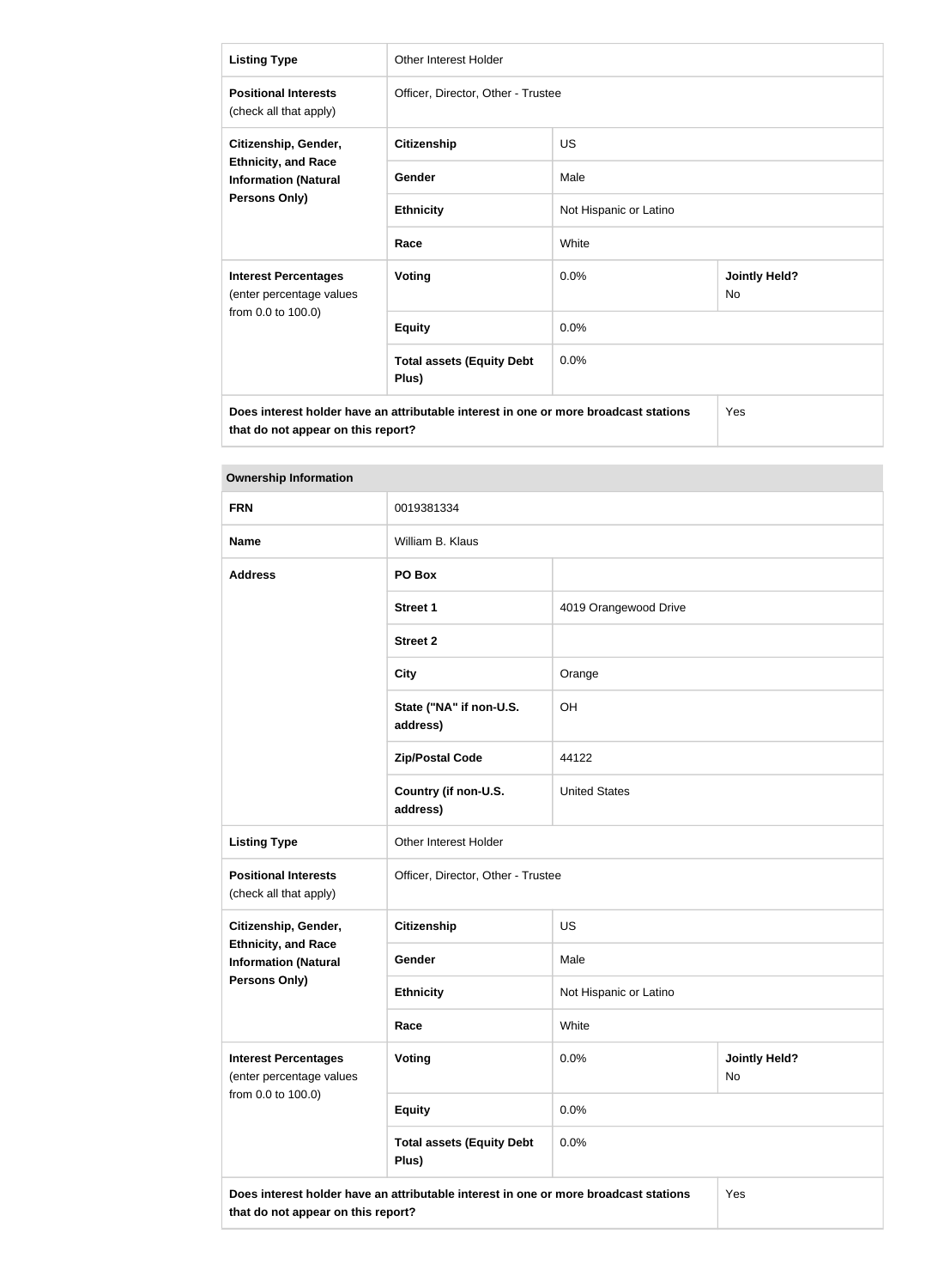| Listing Type | Other Interest Holder | | |
|---|---|---|---|
| **Positional Interests** (check all that apply) | Officer, Director, Other - Trustee | | |
| **Citizenship, Gender, Ethnicity, and Race Information (Natural Persons Only)** | **Citizenship** | US | |
| | **Gender** | Male | |
| | **Ethnicity** | Not Hispanic or Latino | |
| | **Race** | White | |
| **Interest Percentages** (enter percentage values from 0.0 to 100.0) | **Voting** | 0.0% | **Jointly Held?** No |
| | **Equity** | 0.0% | |
| | **Total assets (Equity Debt Plus)** | 0.0% | |
| **Does interest holder have an attributable interest in one or more broadcast stations that do not appear on this report?** | | | Yes |

| Ownership Information | | | |
|---|---|---|---|
| **FRN** | 0019381334 | | |
| **Name** | William B. Klaus | | |
| **Address** | **PO Box** | | |
| | **Street 1** | 4019 Orangewood Drive | |
| | **Street 2** | | |
| | **City** | Orange | |
| | **State ("NA" if non-U.S. address)** | OH | |
| | **Zip/Postal Code** | 44122 | |
| | **Country (if non-U.S. address)** | United States | |
| **Listing Type** | Other Interest Holder | | |
| **Positional Interests** (check all that apply) | Officer, Director, Other - Trustee | | |
| **Citizenship, Gender, Ethnicity, and Race Information (Natural Persons Only)** | **Citizenship** | US | |
| | **Gender** | Male | |
| | **Ethnicity** | Not Hispanic or Latino | |
| | **Race** | White | |
| **Interest Percentages** (enter percentage values from 0.0 to 100.0) | **Voting** | 0.0% | **Jointly Held?** No |
| | **Equity** | 0.0% | |
| | **Total assets (Equity Debt Plus)** | 0.0% | |
| **Does interest holder have an attributable interest in one or more broadcast stations that do not appear on this report?** | | | Yes |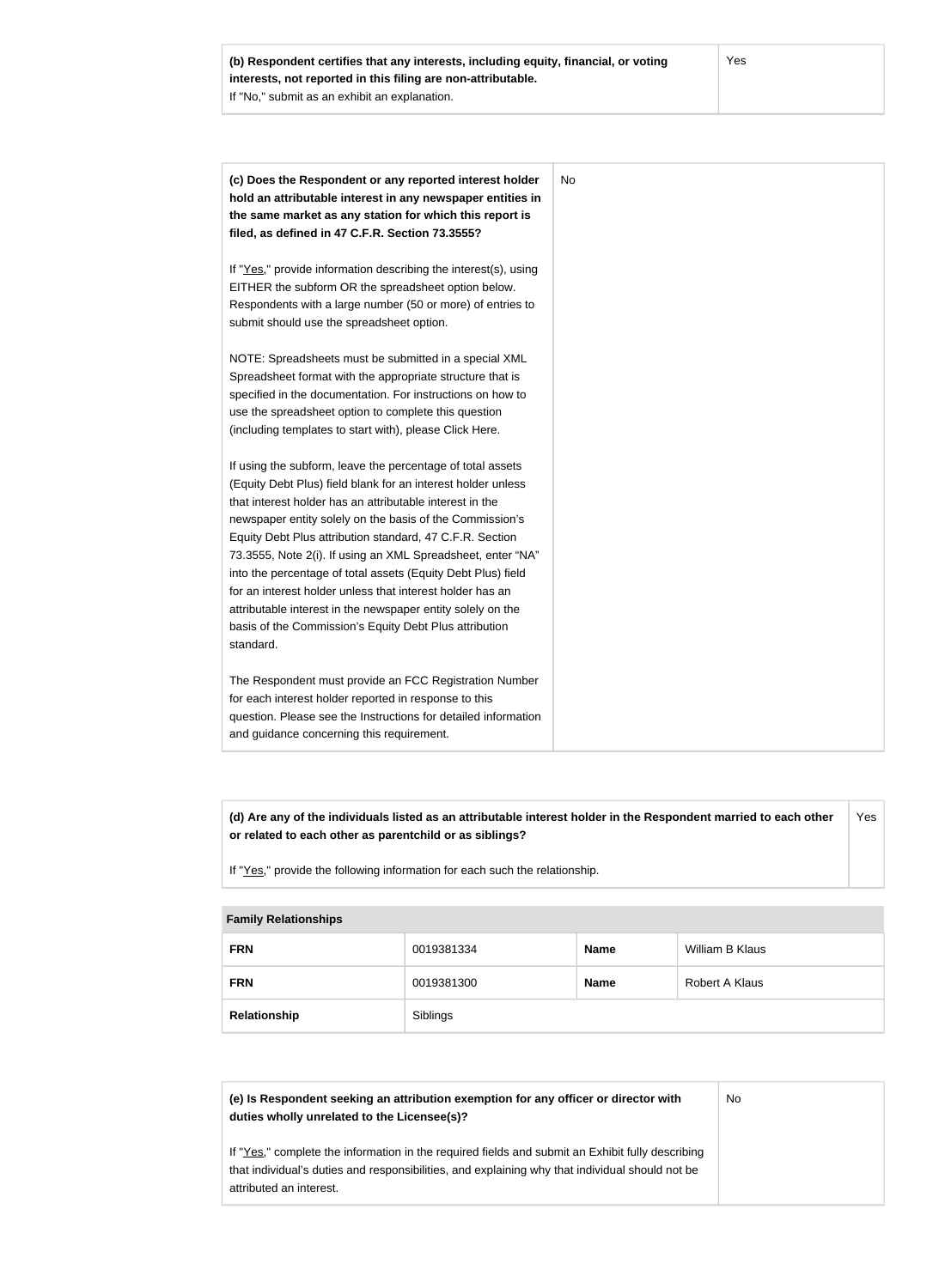| **(b) Respondent certifies that any interests, including equity, financial, or voting interests, not reported in this filing are non-attributable.** If "No," submit as an exhibit an explanation. | Yes |
| --- | --- |

| **(c) Does the Respondent or any reported interest holder hold an attributable interest in any newspaper entities in the same market as any station for which this report is filed, as defined in 47 C.F.R. Section 73.3555?** | No |
| --- | --- |

If "Yes," provide information describing the interest(s), using EITHER the subform OR the spreadsheet option below. Respondents with a large number (50 or more) of entries to submit should use the spreadsheet option.

NOTE: Spreadsheets must be submitted in a special XML Spreadsheet format with the appropriate structure that is specified in the documentation. For instructions on how to use the spreadsheet option to complete this question (including templates to start with), please Click Here.

If using the subform, leave the percentage of total assets (Equity Debt Plus) field blank for an interest holder unless that interest holder has an attributable interest in the newspaper entity solely on the basis of the Commission's Equity Debt Plus attribution standard, 47 C.F.R. Section 73.3555, Note 2(i). If using an XML Spreadsheet, enter "NA" into the percentage of total assets (Equity Debt Plus) field for an interest holder unless that interest holder has an attributable interest in the newspaper entity solely on the basis of the Commission's Equity Debt Plus attribution standard.

The Respondent must provide an FCC Registration Number for each interest holder reported in response to this question. Please see the Instructions for detailed information and guidance concerning this requirement.

| **(d) Are any of the individuals listed as an attributable interest holder in the Respondent married to each other or related to each other as parentchild or as siblings?** If "Yes," provide the following information for each such the relationship. | Yes |
| --- | --- |

**Family Relationships**

| **FRN** | 0019381334 | **Name** | William B Klaus |
| --- | --- | --- | --- |
| **FRN** | 0019381300 | **Name** | Robert A Klaus |
| **Relationship** | Siblings | | |

| **(e) Is Respondent seeking an attribution exemption for any officer or director with duties wholly unrelated to the Licensee(s)?** If "Yes," complete the information in the required fields and submit an Exhibit fully describing that individual's duties and responsibilities, and explaining why that individual should not be attributed an interest. | No |
| --- | --- |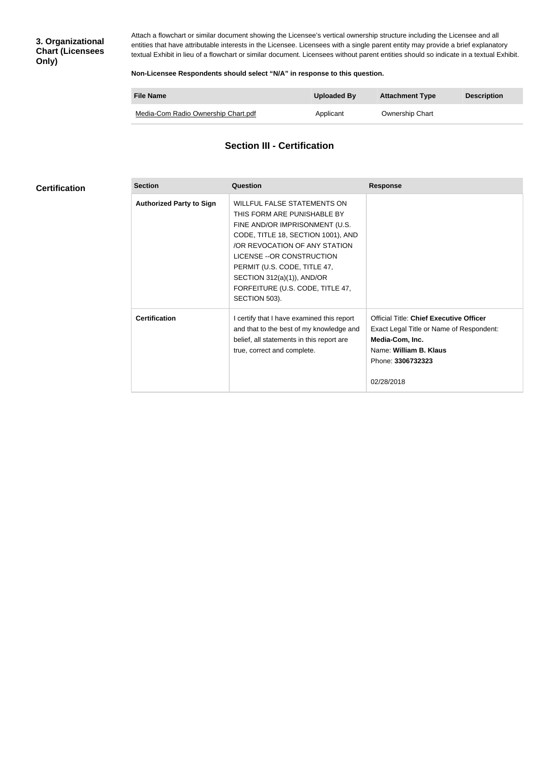**3. Organizational Chart (Licensees Only)**

Attach a flowchart or similar document showing the Licensee's vertical ownership structure including the Licensee and all entities that have attributable interests in the Licensee. Licensees with a single parent entity may provide a brief explanatory textual Exhibit in lieu of a flowchart or similar document. Licensees without parent entities should so indicate in a textual Exhibit.

**Non-Licensee Respondents should select "N/A" in response to this question.**

| File Name | Uploaded By | Attachment Type | Description |
|---|---|---|---|
| Media-Com Radio Ownership Chart.pdf | Applicant | Ownership Chart | |

## Section III - Certification

**Certification**

| Section | Question | Response |
|---|---|---|
| **Authorized Party to Sign** | WILLFUL FALSE STATEMENTS ON THIS FORM ARE PUNISHABLE BY FINE AND/OR IMPRISONMENT (U.S. CODE, TITLE 18, SECTION 1001), AND /OR REVOCATION OF ANY STATION LICENSE --OR CONSTRUCTION PERMIT (U.S. CODE, TITLE 47, SECTION 312(a)(1)), AND/OR FORFEITURE (U.S. CODE, TITLE 47, SECTION 503). | |
| **Certification** | I certify that I have examined this report and that to the best of my knowledge and belief, all statements in this report are true, correct and complete. | Official Title: **Chief Executive Officer**<br>Exact Legal Title or Name of Respondent: **Media-Com, Inc.**<br>Name: **William B. Klaus**<br>Phone: **3306732323**<br><br>02/28/2018 |